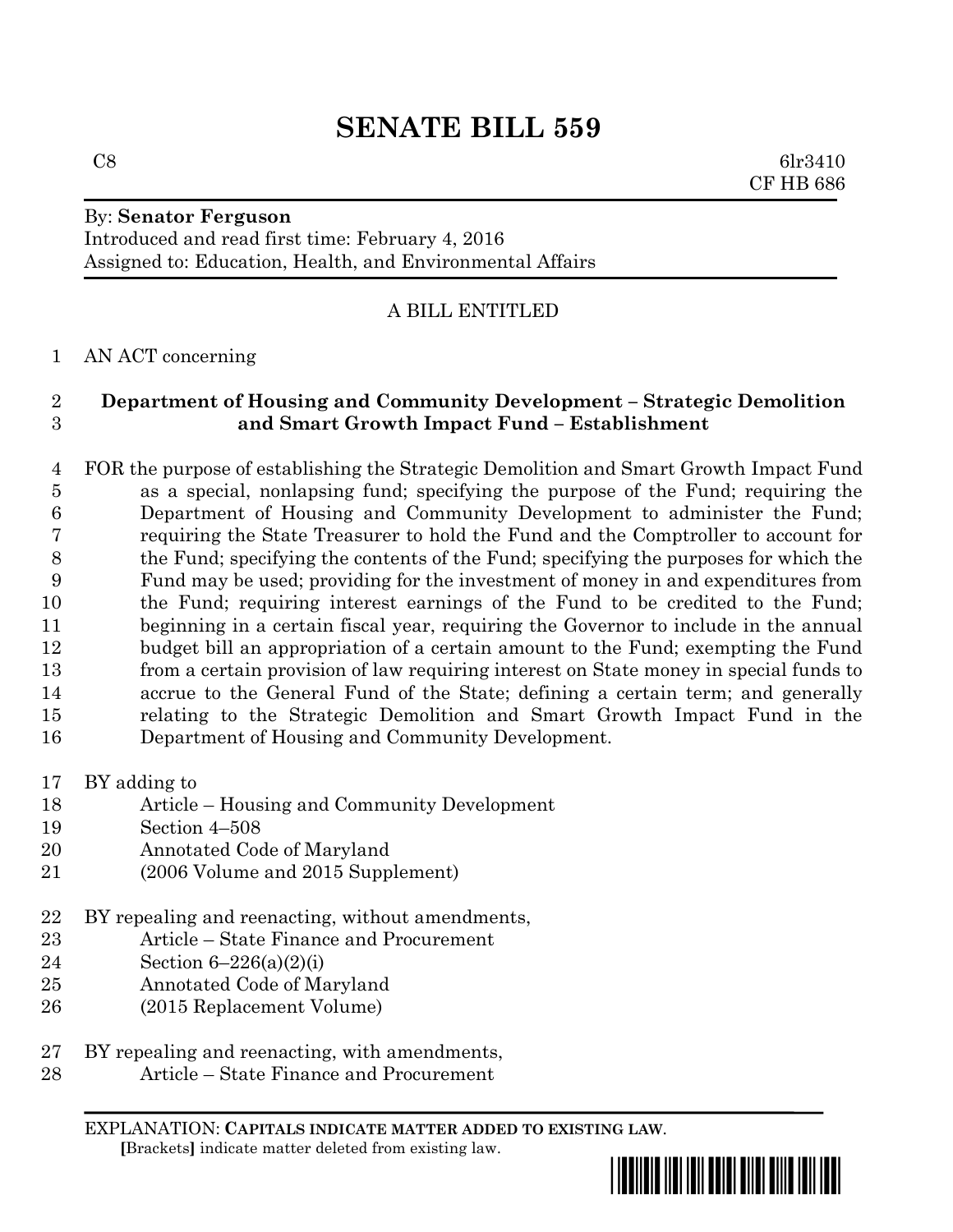# SENATE BILL 559

C8 6lr3410
CF HB 686

By: **Senator Ferguson**
Introduced and read first time: February 4, 2016
Assigned to: Education, Health, and Environmental Affairs

A BILL ENTITLED

1 AN ACT concerning

2 **Department of Housing and Community Development – Strategic Demolition**
3 **and Smart Growth Impact Fund – Establishment**

4 FOR the purpose of establishing the Strategic Demolition and Smart Growth Impact Fund
5 as a special, nonlapsing fund; specifying the purpose of the Fund; requiring the
6 Department of Housing and Community Development to administer the Fund;
7 requiring the State Treasurer to hold the Fund and the Comptroller to account for
8 the Fund; specifying the contents of the Fund; specifying the purposes for which the
9 Fund may be used; providing for the investment of money in and expenditures from
10 the Fund; requiring interest earnings of the Fund to be credited to the Fund;
11 beginning in a certain fiscal year, requiring the Governor to include in the annual
12 budget bill an appropriation of a certain amount to the Fund; exempting the Fund
13 from a certain provision of law requiring interest on State money in special funds to
14 accrue to the General Fund of the State; defining a certain term; and generally
15 relating to the Strategic Demolition and Smart Growth Impact Fund in the
16 Department of Housing and Community Development.

17 BY adding to
18 Article – Housing and Community Development
19 Section 4–508
20 Annotated Code of Maryland
21 (2006 Volume and 2015 Supplement)

22 BY repealing and reenacting, without amendments,
23 Article – State Finance and Procurement
24 Section 6–226(a)(2)(i)
25 Annotated Code of Maryland
26 (2015 Replacement Volume)

27 BY repealing and reenacting, with amendments,
28 Article – State Finance and Procurement

EXPLANATION: **CAPITALS INDICATE MATTER ADDED TO EXISTING LAW**.
**[**Brackets**]** indicate matter deleted from existing law.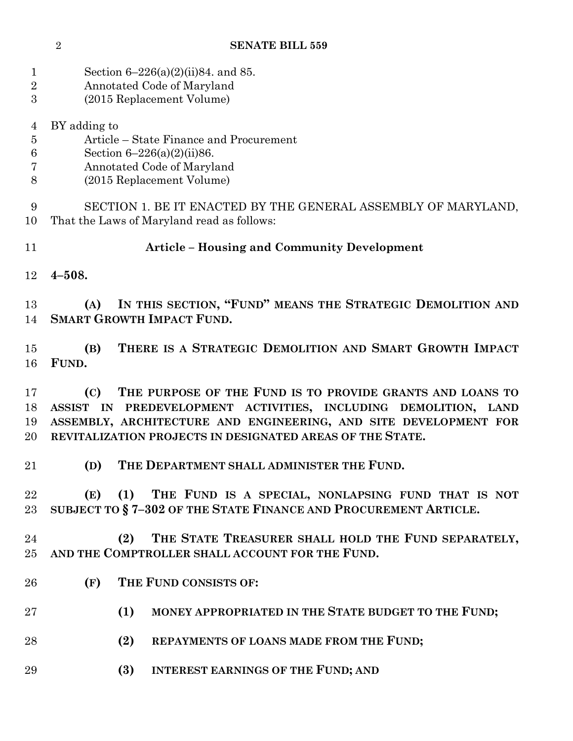Section 6–226(a)(2)(ii)84. and 85.
Annotated Code of Maryland
(2015 Replacement Volume)

BY adding to
Article – State Finance and Procurement
Section 6–226(a)(2)(ii)86.
Annotated Code of Maryland
(2015 Replacement Volume)

SECTION 1. BE IT ENACTED BY THE GENERAL ASSEMBLY OF MARYLAND, That the Laws of Maryland read as follows:

**Article – Housing and Community Development**

**4–508.**

**(A) IN THIS SECTION, "FUND" MEANS THE STRATEGIC DEMOLITION AND SMART GROWTH IMPACT FUND.**

**(B) THERE IS A STRATEGIC DEMOLITION AND SMART GROWTH IMPACT FUND.**

**(C) THE PURPOSE OF THE FUND IS TO PROVIDE GRANTS AND LOANS TO ASSIST IN PREDEVELOPMENT ACTIVITIES, INCLUDING DEMOLITION, LAND ASSEMBLY, ARCHITECTURE AND ENGINEERING, AND SITE DEVELOPMENT FOR REVITALIZATION PROJECTS IN DESIGNATED AREAS OF THE STATE.**

**(D) THE DEPARTMENT SHALL ADMINISTER THE FUND.**

**(E) (1) THE FUND IS A SPECIAL, NONLAPSING FUND THAT IS NOT SUBJECT TO § 7–302 OF THE STATE FINANCE AND PROCUREMENT ARTICLE.**

**(2) THE STATE TREASURER SHALL HOLD THE FUND SEPARATELY, AND THE COMPTROLLER SHALL ACCOUNT FOR THE FUND.**

**(F) THE FUND CONSISTS OF:**

**(1) MONEY APPROPRIATED IN THE STATE BUDGET TO THE FUND;**

**(2) REPAYMENTS OF LOANS MADE FROM THE FUND;**

**(3) INTEREST EARNINGS OF THE FUND; AND**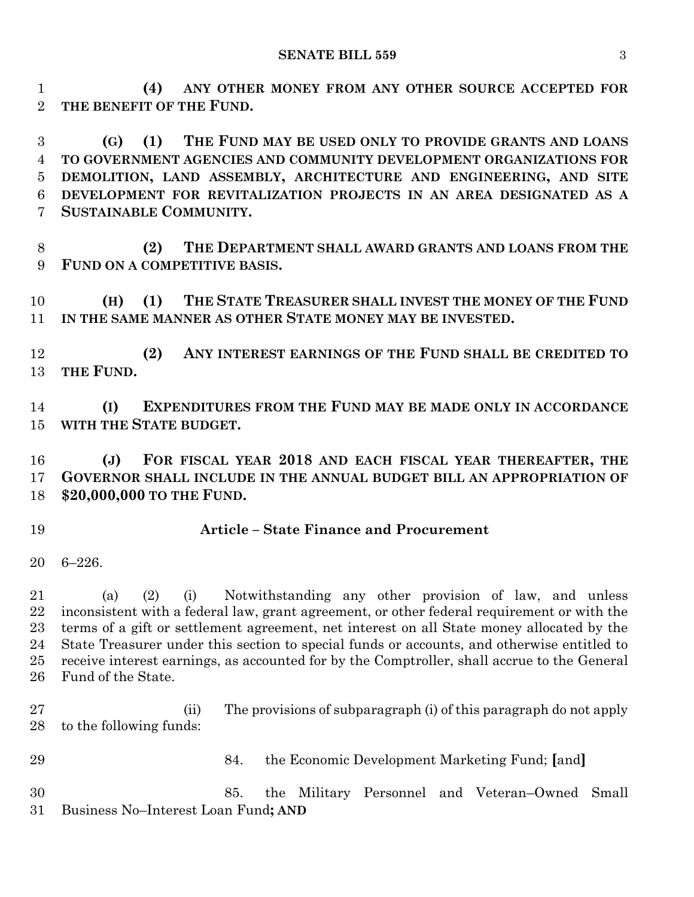**(4) ANY OTHER MONEY FROM ANY OTHER SOURCE ACCEPTED FOR THE BENEFIT OF THE FUND.**

**(G) (1) THE FUND MAY BE USED ONLY TO PROVIDE GRANTS AND LOANS TO GOVERNMENT AGENCIES AND COMMUNITY DEVELOPMENT ORGANIZATIONS FOR DEMOLITION, LAND ASSEMBLY, ARCHITECTURE AND ENGINEERING, AND SITE DEVELOPMENT FOR REVITALIZATION PROJECTS IN AN AREA DESIGNATED AS A SUSTAINABLE COMMUNITY.**

**(2) THE DEPARTMENT SHALL AWARD GRANTS AND LOANS FROM THE FUND ON A COMPETITIVE BASIS.**

**(H) (1) THE STATE TREASURER SHALL INVEST THE MONEY OF THE FUND IN THE SAME MANNER AS OTHER STATE MONEY MAY BE INVESTED.**

**(2) ANY INTEREST EARNINGS OF THE FUND SHALL BE CREDITED TO THE FUND.**

**(I) EXPENDITURES FROM THE FUND MAY BE MADE ONLY IN ACCORDANCE WITH THE STATE BUDGET.**

**(J) FOR FISCAL YEAR 2018 AND EACH FISCAL YEAR THEREAFTER, THE GOVERNOR SHALL INCLUDE IN THE ANNUAL BUDGET BILL AN APPROPRIATION OF $20,000,000 TO THE FUND.**

## Article – State Finance and Procurement

6–226.

(a) (2) (i) Notwithstanding any other provision of law, and unless inconsistent with a federal law, grant agreement, or other federal requirement or with the terms of a gift or settlement agreement, net interest on all State money allocated by the State Treasurer under this section to special funds or accounts, and otherwise entitled to receive interest earnings, as accounted for by the Comptroller, shall accrue to the General Fund of the State.

(ii) The provisions of subparagraph (i) of this paragraph do not apply to the following funds:

84. the Economic Development Marketing Fund; **[**and**]**

85. the Military Personnel and Veteran–Owned Small Business No–Interest Loan Fund**; AND**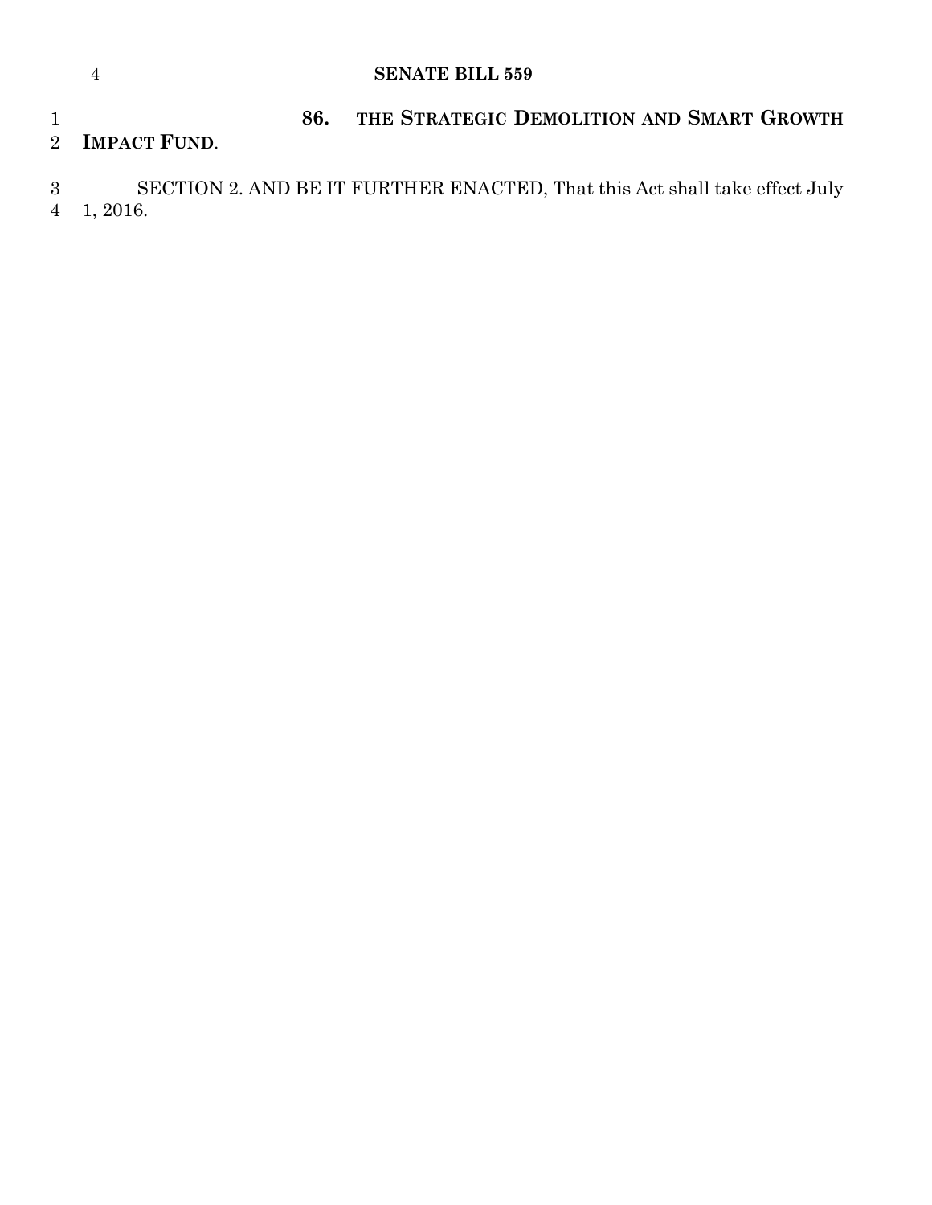**86. THE STRATEGIC DEMOLITION AND SMART GROWTH IMPACT FUND**.

SECTION 2. AND BE IT FURTHER ENACTED, That this Act shall take effect July 1, 2016.